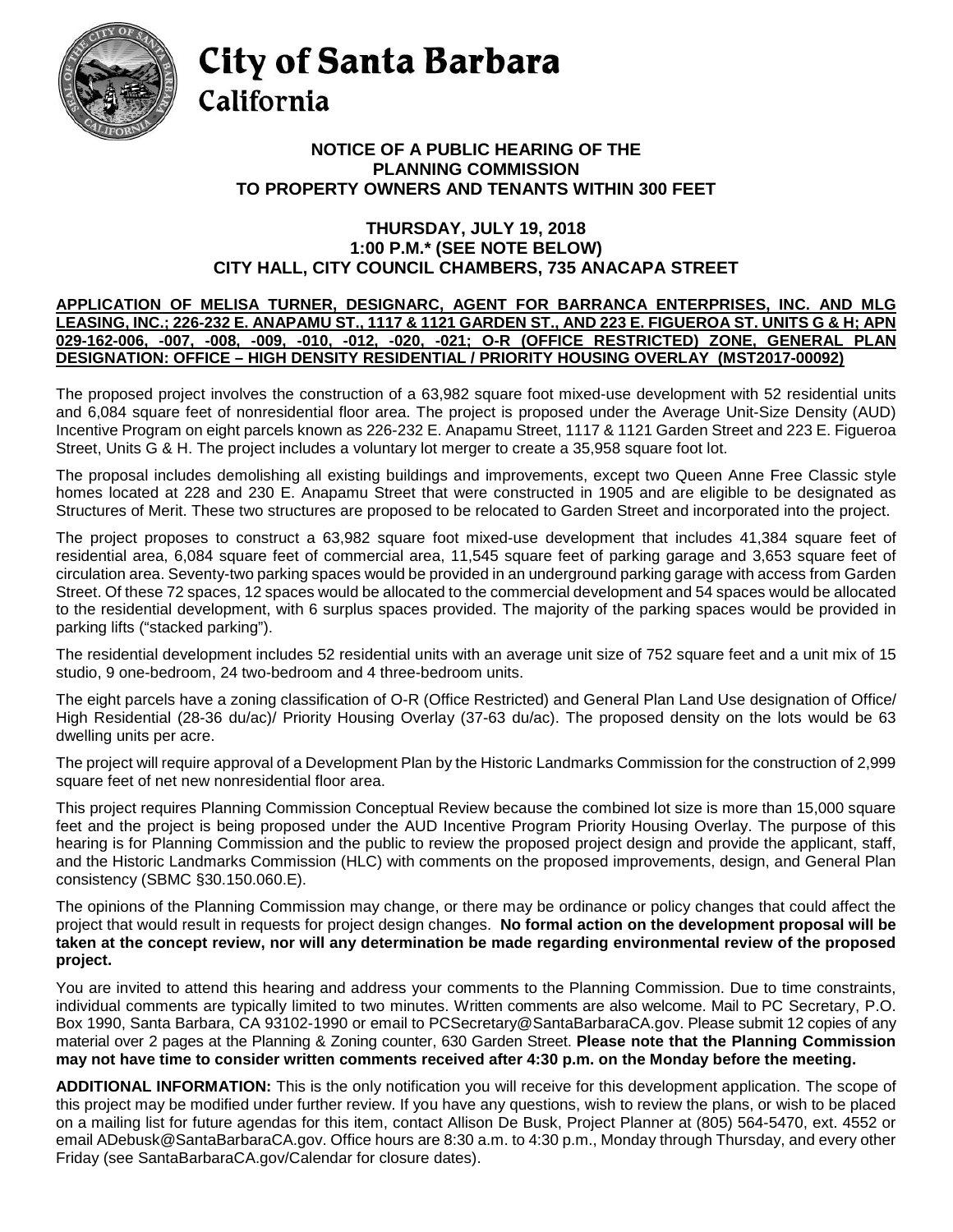# City of Santa Barbara
## California

**NOTICE OF A PUBLIC HEARING OF THE PLANNING COMMISSION TO PROPERTY OWNERS AND TENANTS WITHIN 300 FEET**

**THURSDAY, JULY 19, 2018**
**1:00 P.M.* (SEE NOTE BELOW)**
**CITY HALL, CITY COUNCIL CHAMBERS, 735 ANACAPA STREET**

**APPLICATION OF MELISA TURNER, DESIGNARC, AGENT FOR BARRANCA ENTERPRISES, INC. AND MLG LEASING, INC.; 226-232 E. ANAPAMU ST., 1117 & 1121 GARDEN ST., AND 223 E. FIGUEROA ST. UNITS G & H; APN 029-162-006, -007, -008, -009, -010, -012, -020, -021; O-R (OFFICE RESTRICTED) ZONE, GENERAL PLAN DESIGNATION: OFFICE – HIGH DENSITY RESIDENTIAL / PRIORITY HOUSING OVERLAY (MST2017-00092)**

The proposed project involves the construction of a 63,982 square foot mixed-use development with 52 residential units and 6,084 square feet of nonresidential floor area. The project is proposed under the Average Unit-Size Density (AUD) Incentive Program on eight parcels known as 226-232 E. Anapamu Street, 1117 & 1121 Garden Street and 223 E. Figueroa Street, Units G & H. The project includes a voluntary lot merger to create a 35,958 square foot lot.

The proposal includes demolishing all existing buildings and improvements, except two Queen Anne Free Classic style homes located at 228 and 230 E. Anapamu Street that were constructed in 1905 and are eligible to be designated as Structures of Merit. These two structures are proposed to be relocated to Garden Street and incorporated into the project.

The project proposes to construct a 63,982 square foot mixed-use development that includes 41,384 square feet of residential area, 6,084 square feet of commercial area, 11,545 square feet of parking garage and 3,653 square feet of circulation area. Seventy-two parking spaces would be provided in an underground parking garage with access from Garden Street. Of these 72 spaces, 12 spaces would be allocated to the commercial development and 54 spaces would be allocated to the residential development, with 6 surplus spaces provided. The majority of the parking spaces would be provided in parking lifts ("stacked parking").

The residential development includes 52 residential units with an average unit size of 752 square feet and a unit mix of 15 studio, 9 one-bedroom, 24 two-bedroom and 4 three-bedroom units.

The eight parcels have a zoning classification of O-R (Office Restricted) and General Plan Land Use designation of Office/ High Residential (28-36 du/ac)/ Priority Housing Overlay (37-63 du/ac). The proposed density on the lots would be 63 dwelling units per acre.

The project will require approval of a Development Plan by the Historic Landmarks Commission for the construction of 2,999 square feet of net new nonresidential floor area.

This project requires Planning Commission Conceptual Review because the combined lot size is more than 15,000 square feet and the project is being proposed under the AUD Incentive Program Priority Housing Overlay. The purpose of this hearing is for Planning Commission and the public to review the proposed project design and provide the applicant, staff, and the Historic Landmarks Commission (HLC) with comments on the proposed improvements, design, and General Plan consistency (SBMC §30.150.060.E).

The opinions of the Planning Commission may change, or there may be ordinance or policy changes that could affect the project that would result in requests for project design changes. **No formal action on the development proposal will be taken at the concept review, nor will any determination be made regarding environmental review of the proposed project.**

You are invited to attend this hearing and address your comments to the Planning Commission. Due to time constraints, individual comments are typically limited to two minutes. Written comments are also welcome. Mail to PC Secretary, P.O. Box 1990, Santa Barbara, CA 93102-1990 or email to PCSecretary@SantaBarbaraCA.gov. Please submit 12 copies of any material over 2 pages at the Planning & Zoning counter, 630 Garden Street. **Please note that the Planning Commission may not have time to consider written comments received after 4:30 p.m. on the Monday before the meeting.**

**ADDITIONAL INFORMATION:** This is the only notification you will receive for this development application. The scope of this project may be modified under further review. If you have any questions, wish to review the plans, or wish to be placed on a mailing list for future agendas for this item, contact Allison De Busk, Project Planner at (805) 564-5470, ext. 4552 or email ADebusk@SantaBarbaraCA.gov. Office hours are 8:30 a.m. to 4:30 p.m., Monday through Thursday, and every other Friday (see SantaBarbaraCA.gov/Calendar for closure dates).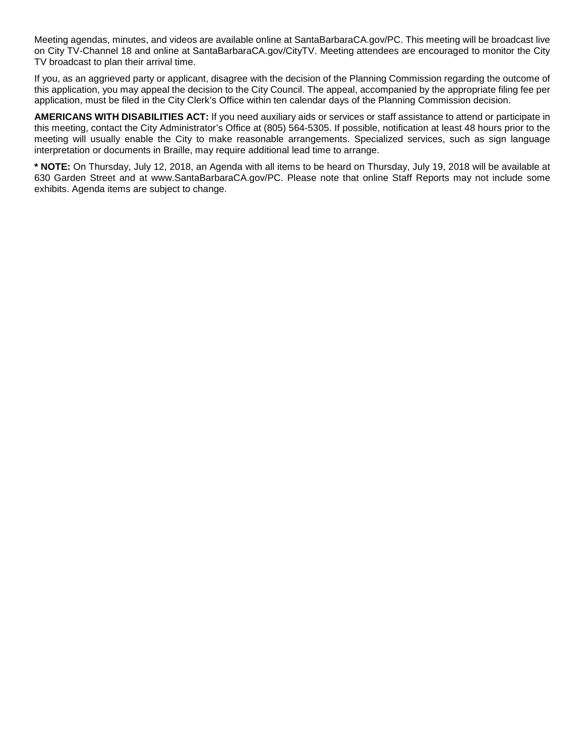Meeting agendas, minutes, and videos are available online at SantaBarbaraCA.gov/PC. This meeting will be broadcast live on City TV-Channel 18 and online at SantaBarbaraCA.gov/CityTV. Meeting attendees are encouraged to monitor the City TV broadcast to plan their arrival time.

If you, as an aggrieved party or applicant, disagree with the decision of the Planning Commission regarding the outcome of this application, you may appeal the decision to the City Council. The appeal, accompanied by the appropriate filing fee per application, must be filed in the City Clerk's Office within ten calendar days of the Planning Commission decision.

**AMERICANS WITH DISABILITIES ACT:** If you need auxiliary aids or services or staff assistance to attend or participate in this meeting, contact the City Administrator's Office at (805) 564-5305. If possible, notification at least 48 hours prior to the meeting will usually enable the City to make reasonable arrangements. Specialized services, such as sign language interpretation or documents in Braille, may require additional lead time to arrange.

**\* NOTE:** On Thursday, July 12, 2018, an Agenda with all items to be heard on Thursday, July 19, 2018 will be available at 630 Garden Street and at www.SantaBarbaraCA.gov/PC. Please note that online Staff Reports may not include some exhibits. Agenda items are subject to change.